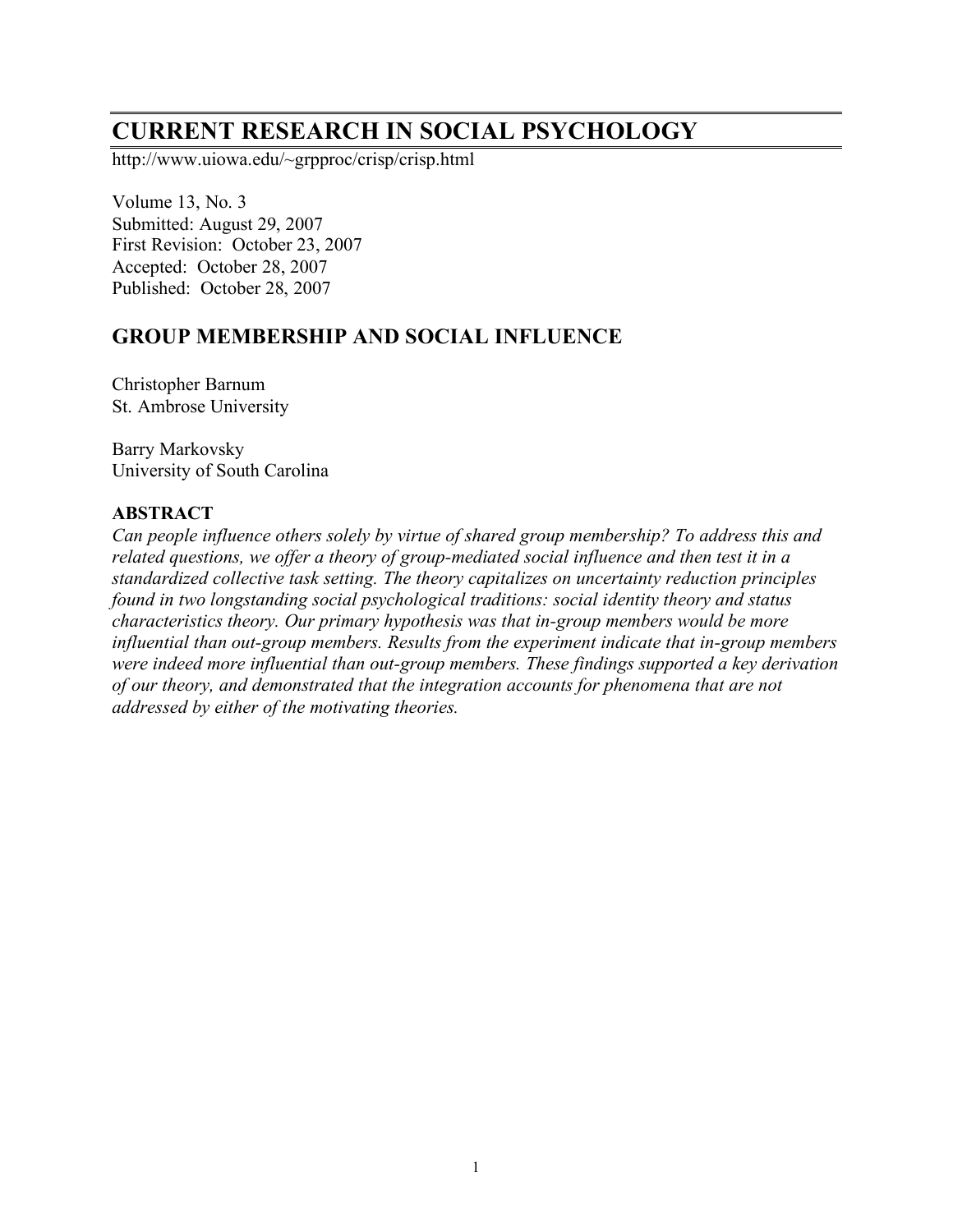# CURRENT RESEARCH IN SOCIAL PSYCHOLOGY

http://www.uiowa.edu/~grpproc/crisp/crisp.html

Volume 13, No. 3
Submitted: August 29, 2007
First Revision: October 23, 2007
Accepted: October 28, 2007
Published: October 28, 2007

## GROUP MEMBERSHIP AND SOCIAL INFLUENCE

Christopher Barnum
St. Ambrose University

Barry Markovsky
University of South Carolina

### ABSTRACT

*Can people influence others solely by virtue of shared group membership? To address this and related questions, we offer a theory of group-mediated social influence and then test it in a standardized collective task setting. The theory capitalizes on uncertainty reduction principles found in two longstanding social psychological traditions: social identity theory and status characteristics theory. Our primary hypothesis was that in-group members would be more influential than out-group members. Results from the experiment indicate that in-group members were indeed more influential than out-group members. These findings supported a key derivation of our theory, and demonstrated that the integration accounts for phenomena that are not addressed by either of the motivating theories.*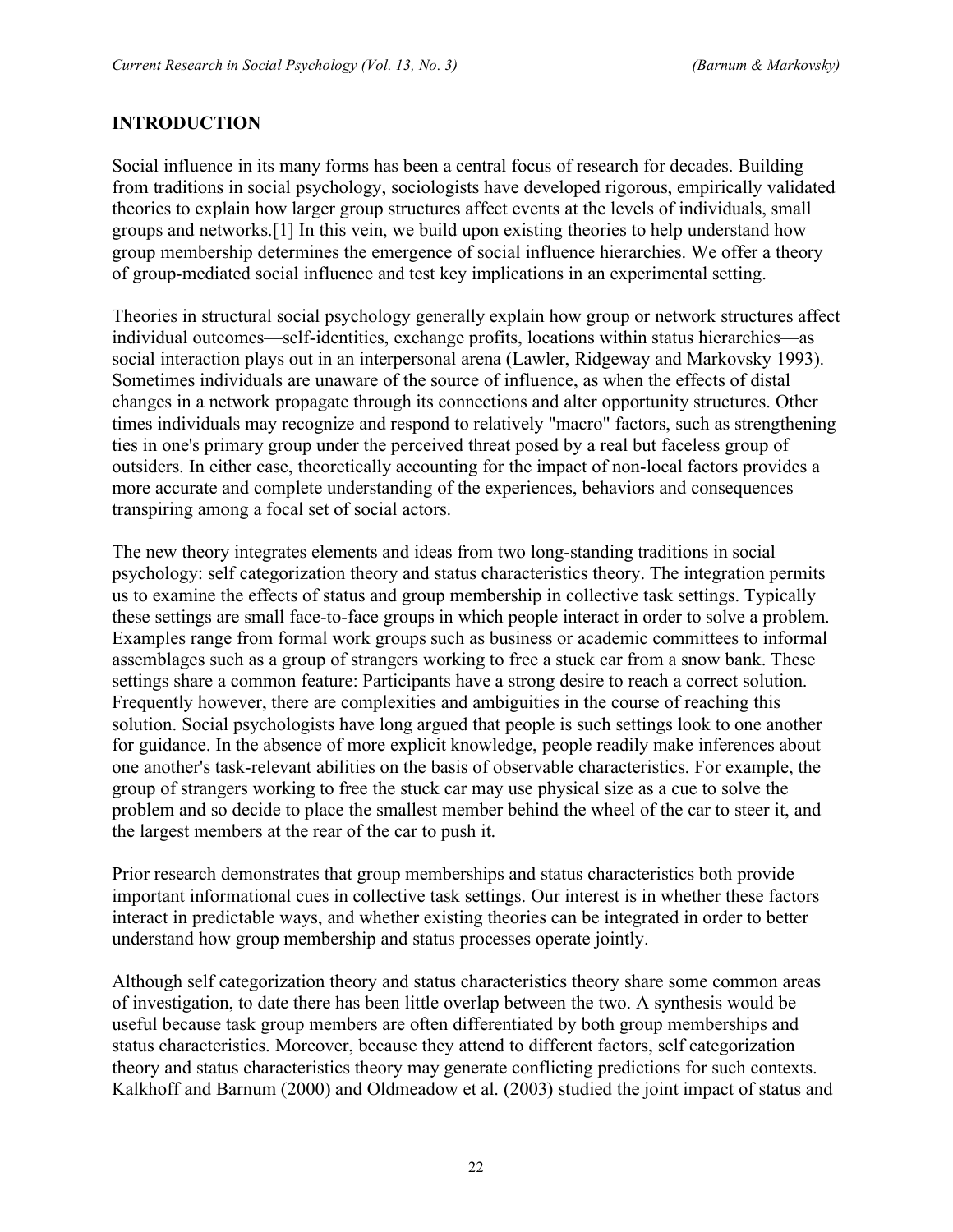## INTRODUCTION

Social influence in its many forms has been a central focus of research for decades. Building from traditions in social psychology, sociologists have developed rigorous, empirically validated theories to explain how larger group structures affect events at the levels of individuals, small groups and networks.[1] In this vein, we build upon existing theories to help understand how group membership determines the emergence of social influence hierarchies. We offer a theory of group-mediated social influence and test key implications in an experimental setting.

Theories in structural social psychology generally explain how group or network structures affect individual outcomes—self-identities, exchange profits, locations within status hierarchies—as social interaction plays out in an interpersonal arena (Lawler, Ridgeway and Markovsky 1993). Sometimes individuals are unaware of the source of influence, as when the effects of distal changes in a network propagate through its connections and alter opportunity structures. Other times individuals may recognize and respond to relatively "macro" factors, such as strengthening ties in one's primary group under the perceived threat posed by a real but faceless group of outsiders. In either case, theoretically accounting for the impact of non-local factors provides a more accurate and complete understanding of the experiences, behaviors and consequences transpiring among a focal set of social actors.

The new theory integrates elements and ideas from two long-standing traditions in social psychology: self categorization theory and status characteristics theory. The integration permits us to examine the effects of status and group membership in collective task settings. Typically these settings are small face-to-face groups in which people interact in order to solve a problem. Examples range from formal work groups such as business or academic committees to informal assemblages such as a group of strangers working to free a stuck car from a snow bank. These settings share a common feature: Participants have a strong desire to reach a correct solution. Frequently however, there are complexities and ambiguities in the course of reaching this solution. Social psychologists have long argued that people is such settings look to one another for guidance. In the absence of more explicit knowledge, people readily make inferences about one another's task-relevant abilities on the basis of observable characteristics. For example, the group of strangers working to free the stuck car may use physical size as a cue to solve the problem and so decide to place the smallest member behind the wheel of the car to steer it, and the largest members at the rear of the car to push it.

Prior research demonstrates that group memberships and status characteristics both provide important informational cues in collective task settings. Our interest is in whether these factors interact in predictable ways, and whether existing theories can be integrated in order to better understand how group membership and status processes operate jointly.

Although self categorization theory and status characteristics theory share some common areas of investigation, to date there has been little overlap between the two. A synthesis would be useful because task group members are often differentiated by both group memberships and status characteristics. Moreover, because they attend to different factors, self categorization theory and status characteristics theory may generate conflicting predictions for such contexts. Kalkhoff and Barnum (2000) and Oldmeadow et al. (2003) studied the joint impact of status and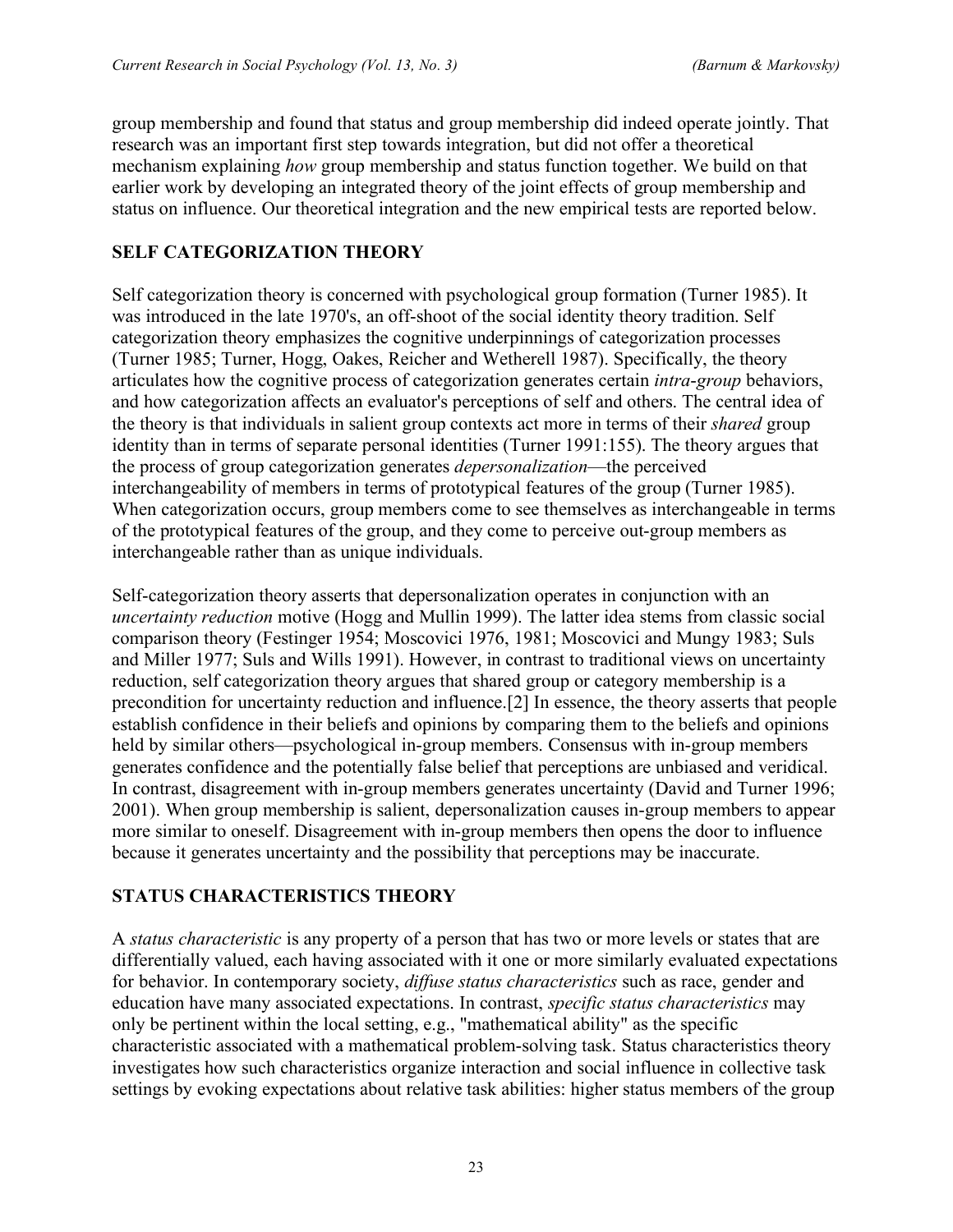group membership and found that status and group membership did indeed operate jointly. That research was an important first step towards integration, but did not offer a theoretical mechanism explaining *how* group membership and status function together. We build on that earlier work by developing an integrated theory of the joint effects of group membership and status on influence. Our theoretical integration and the new empirical tests are reported below.

## SELF CATEGORIZATION THEORY

Self categorization theory is concerned with psychological group formation (Turner 1985). It was introduced in the late 1970's, an off-shoot of the social identity theory tradition. Self categorization theory emphasizes the cognitive underpinnings of categorization processes (Turner 1985; Turner, Hogg, Oakes, Reicher and Wetherell 1987). Specifically, the theory articulates how the cognitive process of categorization generates certain *intra-group* behaviors, and how categorization affects an evaluator's perceptions of self and others. The central idea of the theory is that individuals in salient group contexts act more in terms of their *shared* group identity than in terms of separate personal identities (Turner 1991:155). The theory argues that the process of group categorization generates *depersonalization*—the perceived interchangeability of members in terms of prototypical features of the group (Turner 1985). When categorization occurs, group members come to see themselves as interchangeable in terms of the prototypical features of the group, and they come to perceive out-group members as interchangeable rather than as unique individuals.

Self-categorization theory asserts that depersonalization operates in conjunction with an *uncertainty reduction* motive (Hogg and Mullin 1999). The latter idea stems from classic social comparison theory (Festinger 1954; Moscovici 1976, 1981; Moscovici and Mungy 1983; Suls and Miller 1977; Suls and Wills 1991). However, in contrast to traditional views on uncertainty reduction, self categorization theory argues that shared group or category membership is a precondition for uncertainty reduction and influence.[2] In essence, the theory asserts that people establish confidence in their beliefs and opinions by comparing them to the beliefs and opinions held by similar others—psychological in-group members. Consensus with in-group members generates confidence and the potentially false belief that perceptions are unbiased and veridical. In contrast, disagreement with in-group members generates uncertainty (David and Turner 1996; 2001). When group membership is salient, depersonalization causes in-group members to appear more similar to oneself. Disagreement with in-group members then opens the door to influence because it generates uncertainty and the possibility that perceptions may be inaccurate.

## STATUS CHARACTERISTICS THEORY

A *status characteristic* is any property of a person that has two or more levels or states that are differentially valued, each having associated with it one or more similarly evaluated expectations for behavior. In contemporary society, *diffuse status characteristics* such as race, gender and education have many associated expectations. In contrast, *specific status characteristics* may only be pertinent within the local setting, e.g., "mathematical ability" as the specific characteristic associated with a mathematical problem-solving task. Status characteristics theory investigates how such characteristics organize interaction and social influence in collective task settings by evoking expectations about relative task abilities: higher status members of the group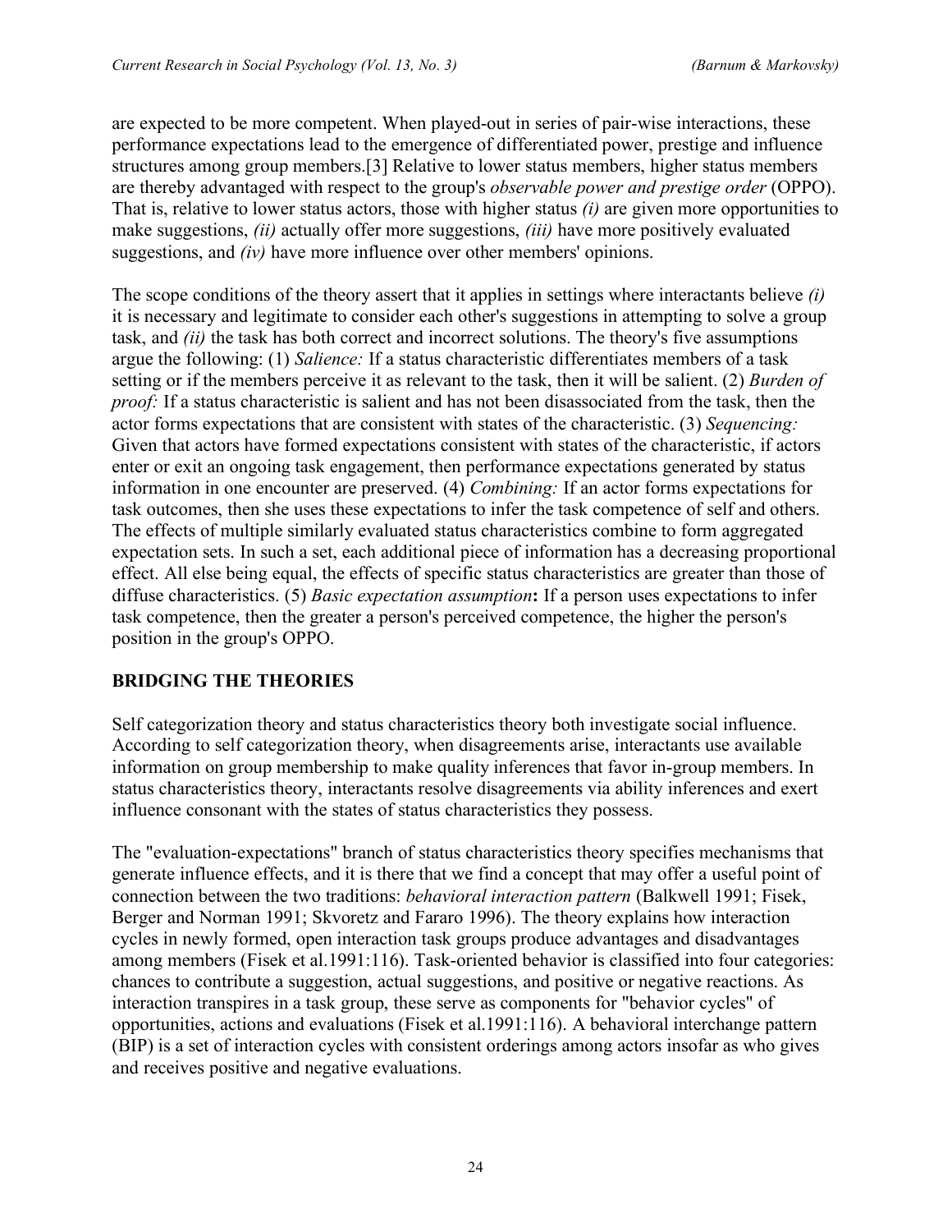are expected to be more competent. When played-out in series of pair-wise interactions, these performance expectations lead to the emergence of differentiated power, prestige and influence structures among group members.[3] Relative to lower status members, higher status members are thereby advantaged with respect to the group's *observable power and prestige order* (OPPO). That is, relative to lower status actors, those with higher status *(i)* are given more opportunities to make suggestions, *(ii)* actually offer more suggestions, *(iii)* have more positively evaluated suggestions, and *(iv)* have more influence over other members' opinions.

The scope conditions of the theory assert that it applies in settings where interactants believe *(i)* it is necessary and legitimate to consider each other's suggestions in attempting to solve a group task, and *(ii)* the task has both correct and incorrect solutions. The theory's five assumptions argue the following: (1) *Salience:* If a status characteristic differentiates members of a task setting or if the members perceive it as relevant to the task, then it will be salient. (2) *Burden of proof:* If a status characteristic is salient and has not been disassociated from the task, then the actor forms expectations that are consistent with states of the characteristic. (3) *Sequencing:* Given that actors have formed expectations consistent with states of the characteristic, if actors enter or exit an ongoing task engagement, then performance expectations generated by status information in one encounter are preserved. (4) *Combining:* If an actor forms expectations for task outcomes, then she uses these expectations to infer the task competence of self and others. The effects of multiple similarly evaluated status characteristics combine to form aggregated expectation sets. In such a set, each additional piece of information has a decreasing proportional effect. All else being equal, the effects of specific status characteristics are greater than those of diffuse characteristics. (5) *Basic expectation assumption***:** If a person uses expectations to infer task competence, then the greater a person's perceived competence, the higher the person's position in the group's OPPO.

## BRIDGING THE THEORIES

Self categorization theory and status characteristics theory both investigate social influence. According to self categorization theory, when disagreements arise, interactants use available information on group membership to make quality inferences that favor in-group members. In status characteristics theory, interactants resolve disagreements via ability inferences and exert influence consonant with the states of status characteristics they possess.

The "evaluation-expectations" branch of status characteristics theory specifies mechanisms that generate influence effects, and it is there that we find a concept that may offer a useful point of connection between the two traditions: *behavioral interaction pattern* (Balkwell 1991; Fisek, Berger and Norman 1991; Skvoretz and Fararo 1996). The theory explains how interaction cycles in newly formed, open interaction task groups produce advantages and disadvantages among members (Fisek et al.1991:116). Task-oriented behavior is classified into four categories: chances to contribute a suggestion, actual suggestions, and positive or negative reactions. As interaction transpires in a task group, these serve as components for "behavior cycles" of opportunities, actions and evaluations (Fisek et al.1991:116). A behavioral interchange pattern (BIP) is a set of interaction cycles with consistent orderings among actors insofar as who gives and receives positive and negative evaluations.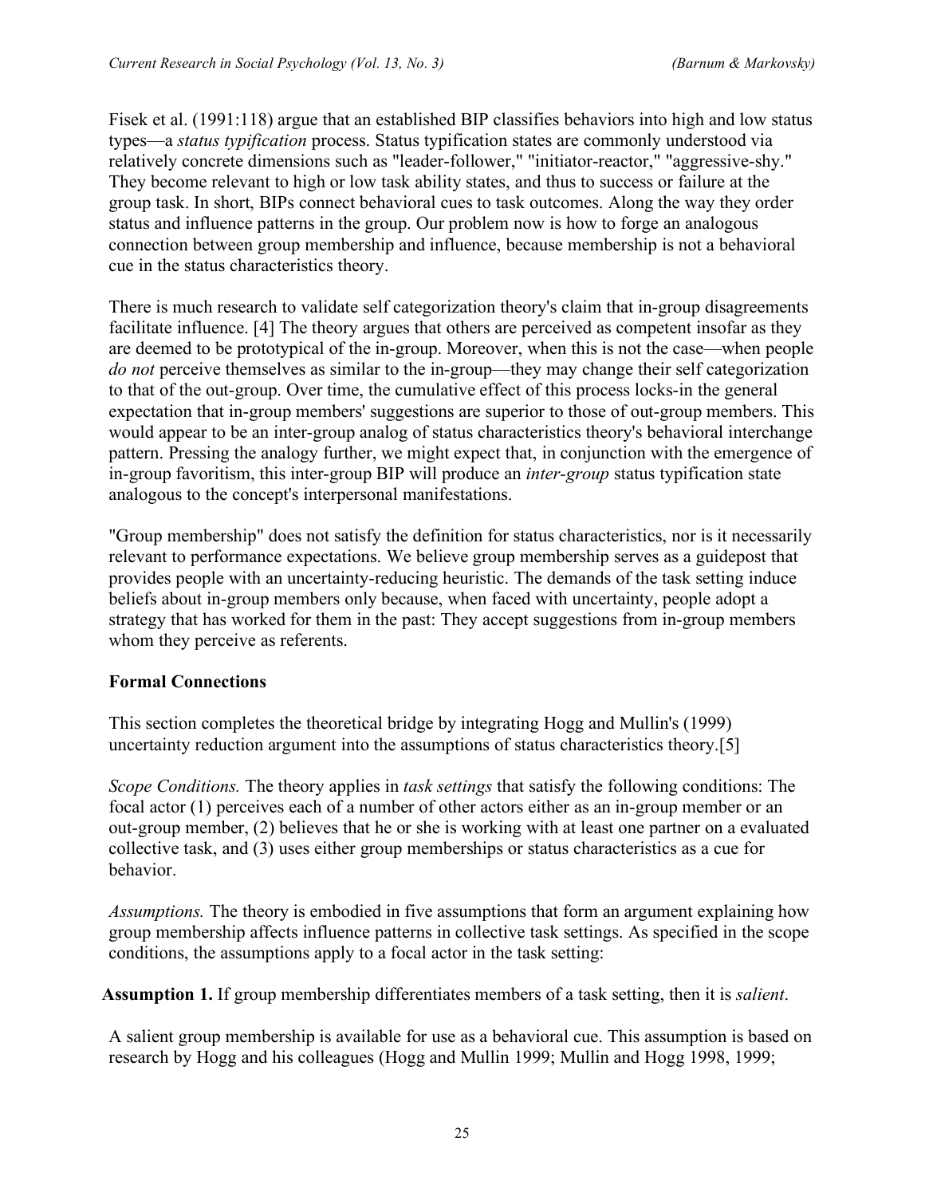Fisek et al. (1991:118) argue that an established BIP classifies behaviors into high and low status types—a *status typification* process. Status typification states are commonly understood via relatively concrete dimensions such as "leader-follower," "initiator-reactor," "aggressive-shy." They become relevant to high or low task ability states, and thus to success or failure at the group task. In short, BIPs connect behavioral cues to task outcomes. Along the way they order status and influence patterns in the group. Our problem now is how to forge an analogous connection between group membership and influence, because membership is not a behavioral cue in the status characteristics theory.

There is much research to validate self categorization theory's claim that in-group disagreements facilitate influence. [4] The theory argues that others are perceived as competent insofar as they are deemed to be prototypical of the in-group. Moreover, when this is not the case—when people *do not* perceive themselves as similar to the in-group—they may change their self categorization to that of the out-group. Over time, the cumulative effect of this process locks-in the general expectation that in-group members' suggestions are superior to those of out-group members. This would appear to be an inter-group analog of status characteristics theory's behavioral interchange pattern. Pressing the analogy further, we might expect that, in conjunction with the emergence of in-group favoritism, this inter-group BIP will produce an *inter-group* status typification state analogous to the concept's interpersonal manifestations.

"Group membership" does not satisfy the definition for status characteristics, nor is it necessarily relevant to performance expectations. We believe group membership serves as a guidepost that provides people with an uncertainty-reducing heuristic. The demands of the task setting induce beliefs about in-group members only because, when faced with uncertainty, people adopt a strategy that has worked for them in the past: They accept suggestions from in-group members whom they perceive as referents.

### Formal Connections

This section completes the theoretical bridge by integrating Hogg and Mullin's (1999) uncertainty reduction argument into the assumptions of status characteristics theory.[5]

*Scope Conditions.* The theory applies in *task settings* that satisfy the following conditions: The focal actor (1) perceives each of a number of other actors either as an in-group member or an out-group member, (2) believes that he or she is working with at least one partner on a evaluated collective task, and (3) uses either group memberships or status characteristics as a cue for behavior.

*Assumptions.* The theory is embodied in five assumptions that form an argument explaining how group membership affects influence patterns in collective task settings. As specified in the scope conditions, the assumptions apply to a focal actor in the task setting:

**Assumption 1.** If group membership differentiates members of a task setting, then it is *salient*.

A salient group membership is available for use as a behavioral cue. This assumption is based on research by Hogg and his colleagues (Hogg and Mullin 1999; Mullin and Hogg 1998, 1999;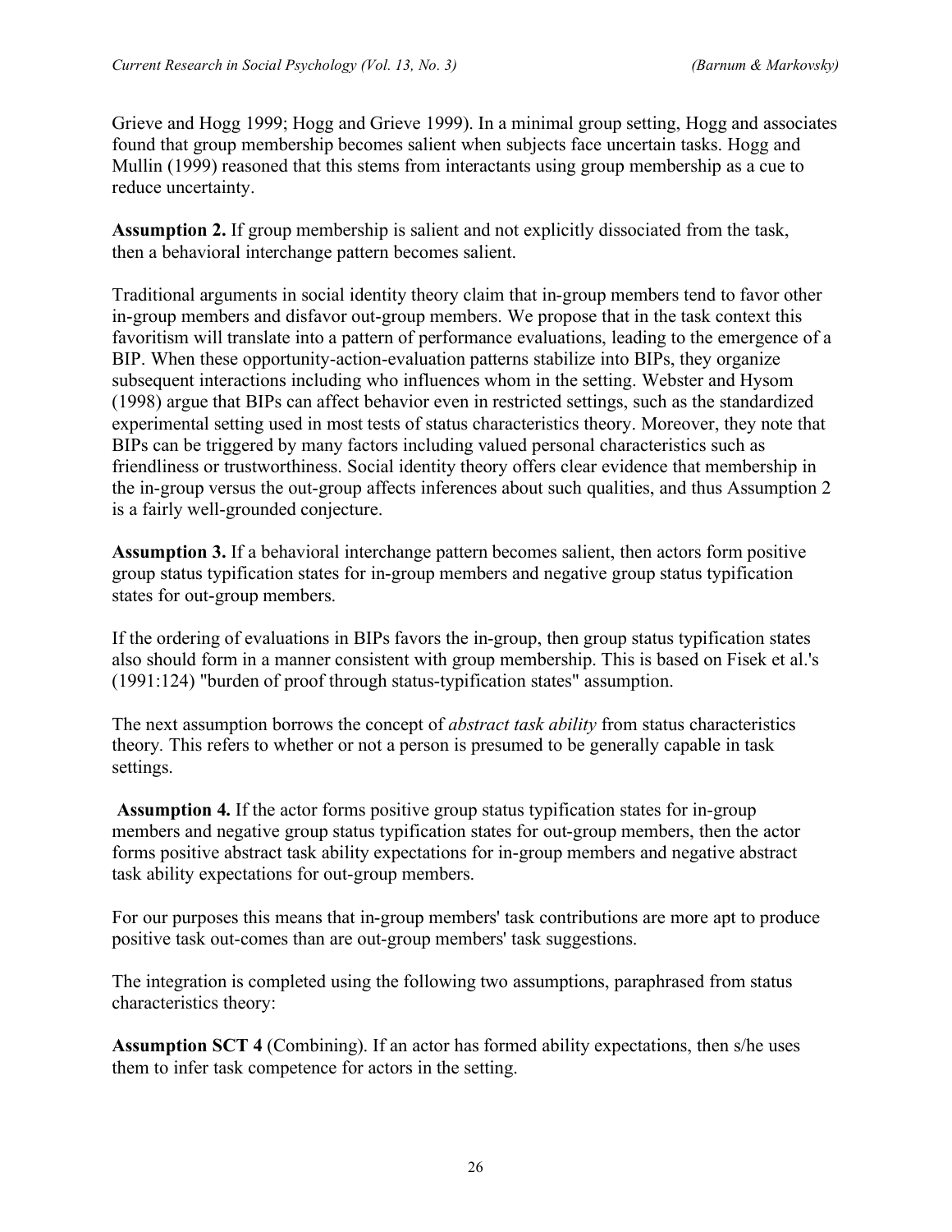Grieve and Hogg 1999; Hogg and Grieve 1999). In a minimal group setting, Hogg and associates found that group membership becomes salient when subjects face uncertain tasks. Hogg and Mullin (1999) reasoned that this stems from interactants using group membership as a cue to reduce uncertainty.

**Assumption 2.** If group membership is salient and not explicitly dissociated from the task, then a behavioral interchange pattern becomes salient.

Traditional arguments in social identity theory claim that in-group members tend to favor other in-group members and disfavor out-group members. We propose that in the task context this favoritism will translate into a pattern of performance evaluations, leading to the emergence of a BIP. When these opportunity-action-evaluation patterns stabilize into BIPs, they organize subsequent interactions including who influences whom in the setting. Webster and Hysom (1998) argue that BIPs can affect behavior even in restricted settings, such as the standardized experimental setting used in most tests of status characteristics theory. Moreover, they note that BIPs can be triggered by many factors including valued personal characteristics such as friendliness or trustworthiness. Social identity theory offers clear evidence that membership in the in-group versus the out-group affects inferences about such qualities, and thus Assumption 2 is a fairly well-grounded conjecture.

**Assumption 3.** If a behavioral interchange pattern becomes salient, then actors form positive group status typification states for in-group members and negative group status typification states for out-group members.

If the ordering of evaluations in BIPs favors the in-group, then group status typification states also should form in a manner consistent with group membership. This is based on Fisek et al.'s (1991:124) "burden of proof through status-typification states" assumption.

The next assumption borrows the concept of *abstract task ability* from status characteristics theory. This refers to whether or not a person is presumed to be generally capable in task settings.

**Assumption 4.** If the actor forms positive group status typification states for in-group members and negative group status typification states for out-group members, then the actor forms positive abstract task ability expectations for in-group members and negative abstract task ability expectations for out-group members.

For our purposes this means that in-group members' task contributions are more apt to produce positive task out-comes than are out-group members' task suggestions.

The integration is completed using the following two assumptions, paraphrased from status characteristics theory:

**Assumption SCT 4** (Combining). If an actor has formed ability expectations, then s/he uses them to infer task competence for actors in the setting.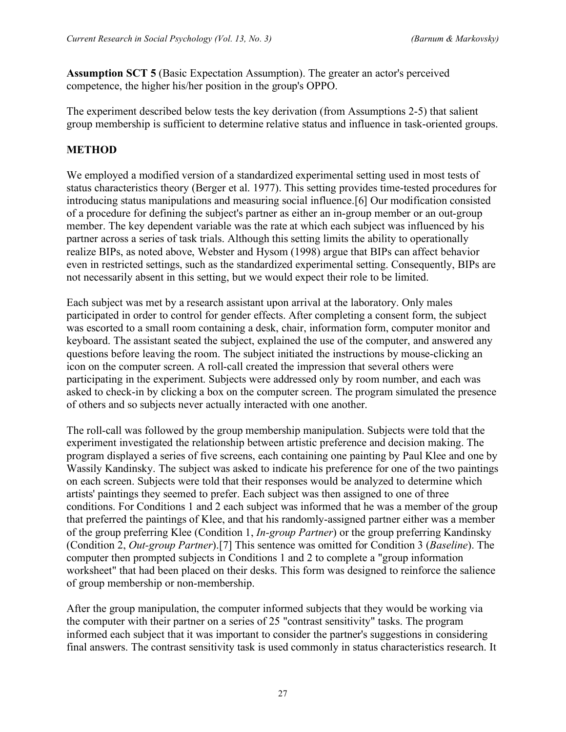**Assumption SCT 5** (Basic Expectation Assumption). The greater an actor's perceived competence, the higher his/her position in the group's OPPO.

The experiment described below tests the key derivation (from Assumptions 2-5) that salient group membership is sufficient to determine relative status and influence in task-oriented groups.

## METHOD

We employed a modified version of a standardized experimental setting used in most tests of status characteristics theory (Berger et al. 1977). This setting provides time-tested procedures for introducing status manipulations and measuring social influence.[6] Our modification consisted of a procedure for defining the subject's partner as either an in-group member or an out-group member. The key dependent variable was the rate at which each subject was influenced by his partner across a series of task trials. Although this setting limits the ability to operationally realize BIPs, as noted above, Webster and Hysom (1998) argue that BIPs can affect behavior even in restricted settings, such as the standardized experimental setting. Consequently, BIPs are not necessarily absent in this setting, but we would expect their role to be limited.

Each subject was met by a research assistant upon arrival at the laboratory. Only males participated in order to control for gender effects. After completing a consent form, the subject was escorted to a small room containing a desk, chair, information form, computer monitor and keyboard. The assistant seated the subject, explained the use of the computer, and answered any questions before leaving the room. The subject initiated the instructions by mouse-clicking an icon on the computer screen. A roll-call created the impression that several others were participating in the experiment. Subjects were addressed only by room number, and each was asked to check-in by clicking a box on the computer screen. The program simulated the presence of others and so subjects never actually interacted with one another.

The roll-call was followed by the group membership manipulation. Subjects were told that the experiment investigated the relationship between artistic preference and decision making. The program displayed a series of five screens, each containing one painting by Paul Klee and one by Wassily Kandinsky. The subject was asked to indicate his preference for one of the two paintings on each screen. Subjects were told that their responses would be analyzed to determine which artists' paintings they seemed to prefer. Each subject was then assigned to one of three conditions. For Conditions 1 and 2 each subject was informed that he was a member of the group that preferred the paintings of Klee, and that his randomly-assigned partner either was a member of the group preferring Klee (Condition 1, *In-group Partner*) or the group preferring Kandinsky (Condition 2, *Out-group Partner*).[7] This sentence was omitted for Condition 3 (*Baseline*). The computer then prompted subjects in Conditions 1 and 2 to complete a "group information worksheet" that had been placed on their desks. This form was designed to reinforce the salience of group membership or non-membership.

After the group manipulation, the computer informed subjects that they would be working via the computer with their partner on a series of 25 "contrast sensitivity" tasks. The program informed each subject that it was important to consider the partner's suggestions in considering final answers. The contrast sensitivity task is used commonly in status characteristics research. It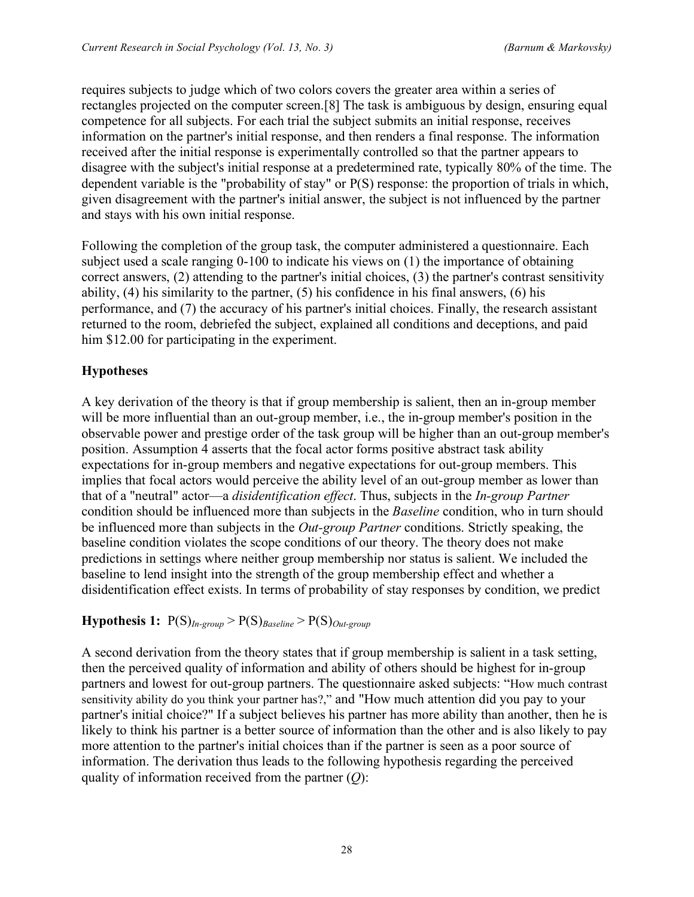requires subjects to judge which of two colors covers the greater area within a series of rectangles projected on the computer screen.[8] The task is ambiguous by design, ensuring equal competence for all subjects. For each trial the subject submits an initial response, receives information on the partner's initial response, and then renders a final response. The information received after the initial response is experimentally controlled so that the partner appears to disagree with the subject's initial response at a predetermined rate, typically 80% of the time. The dependent variable is the "probability of stay" or P(S) response: the proportion of trials in which, given disagreement with the partner's initial answer, the subject is not influenced by the partner and stays with his own initial response.

Following the completion of the group task, the computer administered a questionnaire. Each subject used a scale ranging 0-100 to indicate his views on (1) the importance of obtaining correct answers, (2) attending to the partner's initial choices, (3) the partner's contrast sensitivity ability, (4) his similarity to the partner, (5) his confidence in his final answers, (6) his performance, and (7) the accuracy of his partner's initial choices. Finally, the research assistant returned to the room, debriefed the subject, explained all conditions and deceptions, and paid him $12.00 for participating in the experiment.

## Hypotheses

A key derivation of the theory is that if group membership is salient, then an in-group member will be more influential than an out-group member, i.e., the in-group member's position in the observable power and prestige order of the task group will be higher than an out-group member's position. Assumption 4 asserts that the focal actor forms positive abstract task ability expectations for in-group members and negative expectations for out-group members. This implies that focal actors would perceive the ability level of an out-group member as lower than that of a "neutral" actor—a *disidentification effect*. Thus, subjects in the *In-group Partner* condition should be influenced more than subjects in the *Baseline* condition, who in turn should be influenced more than subjects in the *Out-group Partner* conditions. Strictly speaking, the baseline condition violates the scope conditions of our theory. The theory does not make predictions in settings where neither group membership nor status is salient. We included the baseline to lend insight into the strength of the group membership effect and whether a disidentification effect exists. In terms of probability of stay responses by condition, we predict

**Hypothesis 1:** $P(S)_{In\text{-}group} > P(S)_{Baseline} > P(S)_{Out\text{-}group}$

A second derivation from the theory states that if group membership is salient in a task setting, then the perceived quality of information and ability of others should be highest for in-group partners and lowest for out-group partners. The questionnaire asked subjects: "How much contrast sensitivity ability do you think your partner has?," and "How much attention did you pay to your partner's initial choice?" If a subject believes his partner has more ability than another, then he is likely to think his partner is a better source of information than the other and is also likely to pay more attention to the partner's initial choices than if the partner is seen as a poor source of information. The derivation thus leads to the following hypothesis regarding the perceived quality of information received from the partner ($Q$):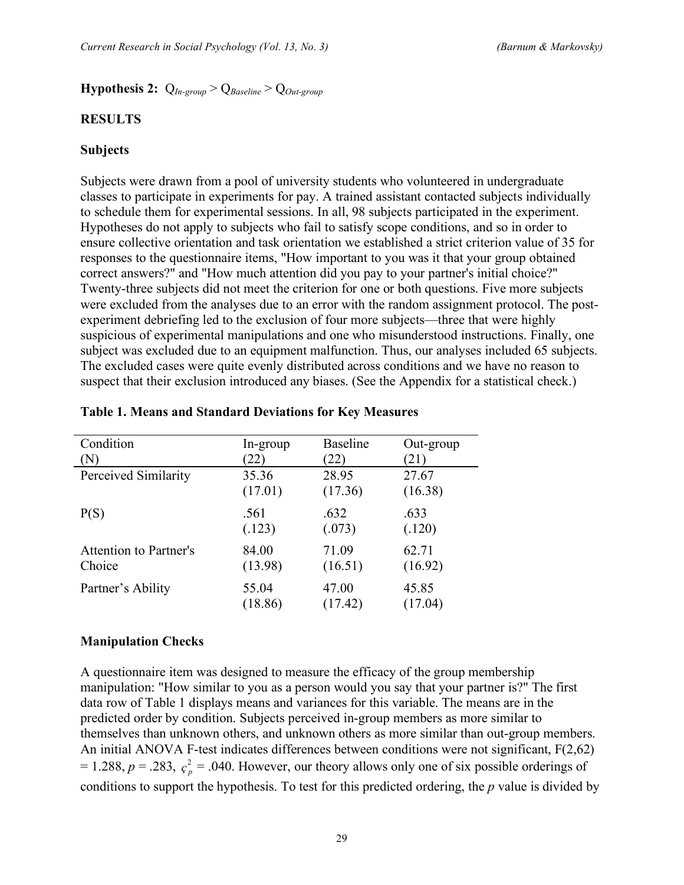**Hypothesis 2:** $Q_{In\text{-}group} > Q_{Baseline} > Q_{Out\text{-}group}$

## RESULTS

### Subjects

Subjects were drawn from a pool of university students who volunteered in undergraduate classes to participate in experiments for pay. A trained assistant contacted subjects individually to schedule them for experimental sessions. In all, 98 subjects participated in the experiment. Hypotheses do not apply to subjects who fail to satisfy scope conditions, and so in order to ensure collective orientation and task orientation we established a strict criterion value of 35 for responses to the questionnaire items, "How important to you was it that your group obtained correct answers?" and "How much attention did you pay to your partner's initial choice?" Twenty-three subjects did not meet the criterion for one or both questions. Five more subjects were excluded from the analyses due to an error with the random assignment protocol. The post-experiment debriefing led to the exclusion of four more subjects—three that were highly suspicious of experimental manipulations and one who misunderstood instructions. Finally, one subject was excluded due to an equipment malfunction. Thus, our analyses included 65 subjects. The excluded cases were quite evenly distributed across conditions and we have no reason to suspect that their exclusion introduced any biases. (See the Appendix for a statistical check.)

**Table 1. Means and Standard Deviations for Key Measures**

| Condition (N) | In-group (22) | Baseline (22) | Out-group (21) |
|---|---|---|---|
| Perceived Similarity | 35.36 (17.01) | 28.95 (17.36) | 27.67 (16.38) |
| P(S) | .561 (.123) | .632 (.073) | .633 (.120) |
| Attention to Partner's Choice | 84.00 (13.98) | 71.09 (16.51) | 62.71 (16.92) |
| Partner's Ability | 55.04 (18.86) | 47.00 (17.42) | 45.85 (17.04) |

### Manipulation Checks

A questionnaire item was designed to measure the efficacy of the group membership manipulation: "How similar to you as a person would you say that your partner is?" The first data row of Table 1 displays means and variances for this variable. The means are in the predicted order by condition. Subjects perceived in-group members as more similar to themselves than unknown others, and unknown others as more similar than out-group members. An initial ANOVA F-test indicates differences between conditions were not significant, $F(2,62) = 1.288$, $p = .283$, $\varsigma_p^2 = .040$. However, our theory allows only one of six possible orderings of conditions to support the hypothesis. To test for this predicted ordering, the *p* value is divided by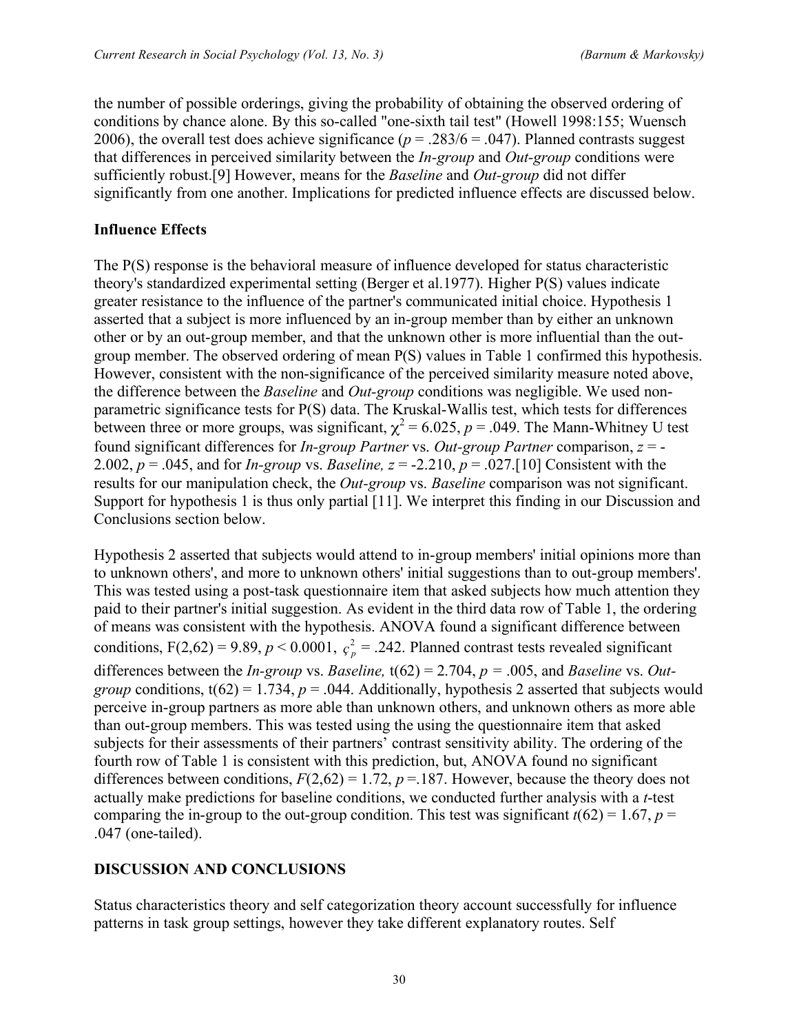the number of possible orderings, giving the probability of obtaining the observed ordering of conditions by chance alone. By this so-called "one-sixth tail test" (Howell 1998:155; Wuensch 2006), the overall test does achieve significance ($p$ = .283/6 = .047). Planned contrasts suggest that differences in perceived similarity between the *In-group* and *Out-group* conditions were sufficiently robust.[9] However, means for the *Baseline* and *Out-group* did not differ significantly from one another. Implications for predicted influence effects are discussed below.

### Influence Effects

The P(S) response is the behavioral measure of influence developed for status characteristic theory's standardized experimental setting (Berger et al.1977). Higher P(S) values indicate greater resistance to the influence of the partner's communicated initial choice. Hypothesis 1 asserted that a subject is more influenced by an in-group member than by either an unknown other or by an out-group member, and that the unknown other is more influential than the out-group member. The observed ordering of mean P(S) values in Table 1 confirmed this hypothesis. However, consistent with the non-significance of the perceived similarity measure noted above, the difference between the *Baseline* and *Out-group* conditions was negligible. We used non-parametric significance tests for P(S) data. The Kruskal-Wallis test, which tests for differences between three or more groups, was significant, $\chi^2 = 6.025$, $p = .049$. The Mann-Whitney U test found significant differences for *In-group Partner* vs. *Out-group Partner* comparison, $z = -2.002$, $p = .045$, and for *In-group* vs. *Baseline,* $z = -2.210$, $p = .027$.[10] Consistent with the results for our manipulation check, the *Out-group* vs. *Baseline* comparison was not significant. Support for hypothesis 1 is thus only partial [11]. We interpret this finding in our Discussion and Conclusions section below.

Hypothesis 2 asserted that subjects would attend to in-group members' initial opinions more than to unknown others', and more to unknown others' initial suggestions than to out-group members'. This was tested using a post-task questionnaire item that asked subjects how much attention they paid to their partner's initial suggestion. As evident in the third data row of Table 1, the ordering of means was consistent with the hypothesis. ANOVA found a significant difference between conditions, $F(2,62) = 9.89$, $p < 0.0001$, $\varsigma_p^2 = .242$. Planned contrast tests revealed significant differences between the *In-group* vs. *Baseline,* $t(62) = 2.704$, $p = .005$, and *Baseline* vs. *Out-group* conditions, $t(62) = 1.734$, $p = .044$. Additionally, hypothesis 2 asserted that subjects would perceive in-group partners as more able than unknown others, and unknown others as more able than out-group members. This was tested using the using the questionnaire item that asked subjects for their assessments of their partners' contrast sensitivity ability. The ordering of the fourth row of Table 1 is consistent with this prediction, but, ANOVA found no significant differences between conditions, $F(2,62) = 1.72$, $p =.187$. However, because the theory does not actually make predictions for baseline conditions, we conducted further analysis with a $t$-test comparing the in-group to the out-group condition. This test was significant $t(62) = 1.67$, $p = .047$ (one-tailed).

## DISCUSSION AND CONCLUSIONS

Status characteristics theory and self categorization theory account successfully for influence patterns in task group settings, however they take different explanatory routes. Self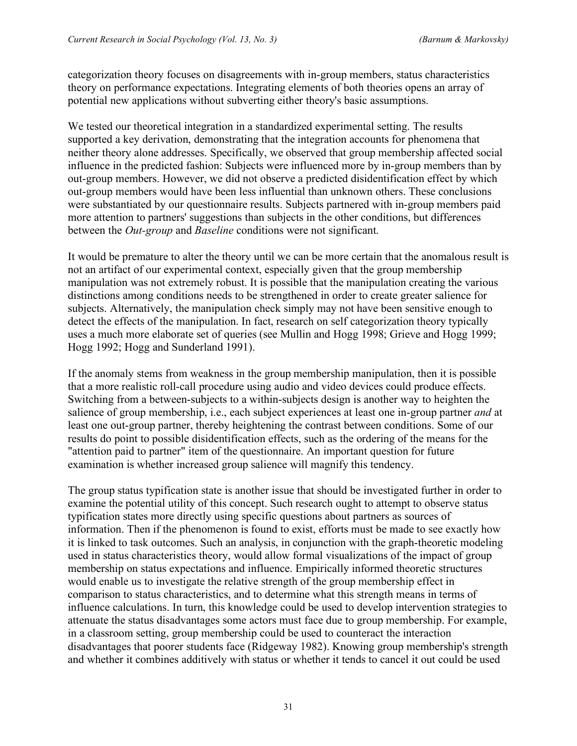categorization theory focuses on disagreements with in-group members, status characteristics theory on performance expectations. Integrating elements of both theories opens an array of potential new applications without subverting either theory's basic assumptions.

We tested our theoretical integration in a standardized experimental setting. The results supported a key derivation, demonstrating that the integration accounts for phenomena that neither theory alone addresses. Specifically, we observed that group membership affected social influence in the predicted fashion: Subjects were influenced more by in-group members than by out-group members. However, we did not observe a predicted disidentification effect by which out-group members would have been less influential than unknown others. These conclusions were substantiated by our questionnaire results. Subjects partnered with in-group members paid more attention to partners' suggestions than subjects in the other conditions, but differences between the *Out-group* and *Baseline* conditions were not significant.

It would be premature to alter the theory until we can be more certain that the anomalous result is not an artifact of our experimental context, especially given that the group membership manipulation was not extremely robust. It is possible that the manipulation creating the various distinctions among conditions needs to be strengthened in order to create greater salience for subjects. Alternatively, the manipulation check simply may not have been sensitive enough to detect the effects of the manipulation. In fact, research on self categorization theory typically uses a much more elaborate set of queries (see Mullin and Hogg 1998; Grieve and Hogg 1999; Hogg 1992; Hogg and Sunderland 1991).

If the anomaly stems from weakness in the group membership manipulation, then it is possible that a more realistic roll-call procedure using audio and video devices could produce effects. Switching from a between-subjects to a within-subjects design is another way to heighten the salience of group membership, i.e., each subject experiences at least one in-group partner *and* at least one out-group partner, thereby heightening the contrast between conditions. Some of our results do point to possible disidentification effects, such as the ordering of the means for the "attention paid to partner" item of the questionnaire. An important question for future examination is whether increased group salience will magnify this tendency.

The group status typification state is another issue that should be investigated further in order to examine the potential utility of this concept. Such research ought to attempt to observe status typification states more directly using specific questions about partners as sources of information. Then if the phenomenon is found to exist, efforts must be made to see exactly how it is linked to task outcomes. Such an analysis, in conjunction with the graph-theoretic modeling used in status characteristics theory, would allow formal visualizations of the impact of group membership on status expectations and influence. Empirically informed theoretic structures would enable us to investigate the relative strength of the group membership effect in comparison to status characteristics, and to determine what this strength means in terms of influence calculations. In turn, this knowledge could be used to develop intervention strategies to attenuate the status disadvantages some actors must face due to group membership. For example, in a classroom setting, group membership could be used to counteract the interaction disadvantages that poorer students face (Ridgeway 1982). Knowing group membership's strength and whether it combines additively with status or whether it tends to cancel it out could be used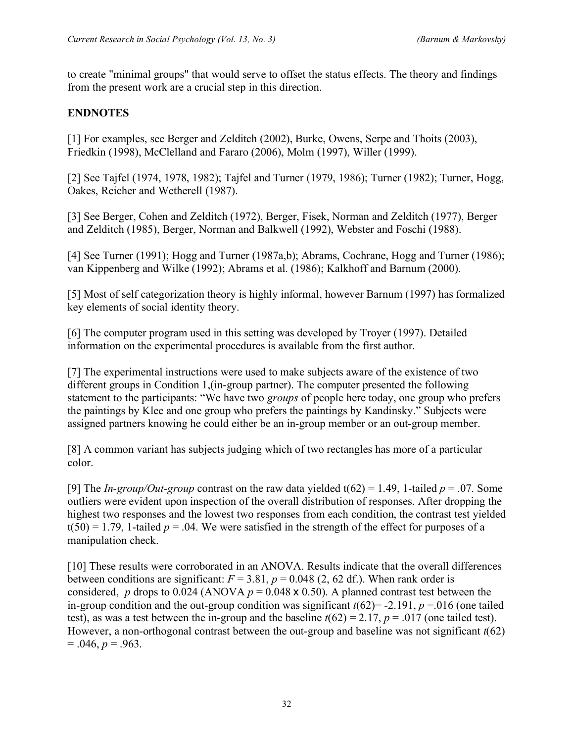to create "minimal groups" that would serve to offset the status effects. The theory and findings from the present work are a crucial step in this direction.

## ENDNOTES

[1] For examples, see Berger and Zelditch (2002), Burke, Owens, Serpe and Thoits (2003), Friedkin (1998), McClelland and Fararo (2006), Molm (1997), Willer (1999).

[2] See Tajfel (1974, 1978, 1982); Tajfel and Turner (1979, 1986); Turner (1982); Turner, Hogg, Oakes, Reicher and Wetherell (1987).

[3] See Berger, Cohen and Zelditch (1972), Berger, Fisek, Norman and Zelditch (1977), Berger and Zelditch (1985), Berger, Norman and Balkwell (1992), Webster and Foschi (1988).

[4] See Turner (1991); Hogg and Turner (1987a,b); Abrams, Cochrane, Hogg and Turner (1986); van Kippenberg and Wilke (1992); Abrams et al. (1986); Kalkhoff and Barnum (2000).

[5] Most of self categorization theory is highly informal, however Barnum (1997) has formalized key elements of social identity theory.

[6] The computer program used in this setting was developed by Troyer (1997). Detailed information on the experimental procedures is available from the first author.

[7] The experimental instructions were used to make subjects aware of the existence of two different groups in Condition 1,(in-group partner). The computer presented the following statement to the participants: "We have two *groups* of people here today, one group who prefers the paintings by Klee and one group who prefers the paintings by Kandinsky." Subjects were assigned partners knowing he could either be an in-group member or an out-group member.

[8] A common variant has subjects judging which of two rectangles has more of a particular color.

[9] The *In-group/Out-group* contrast on the raw data yielded $t(62) = 1.49$, 1-tailed $p = .07$. Some outliers were evident upon inspection of the overall distribution of responses. After dropping the highest two responses and the lowest two responses from each condition, the contrast test yielded $t(50) = 1.79$, 1-tailed $p = .04$. We were satisfied in the strength of the effect for purposes of a manipulation check.

[10] These results were corroborated in an ANOVA. Results indicate that the overall differences between conditions are significant: $F = 3.81$, $p = 0.048$ (2, 62 df.). When rank order is considered, $p$ drops to 0.024 (ANOVA $p = 0.048 \times 0.50$). A planned contrast test between the in-group condition and the out-group condition was significant $t(62) = -2.191$, $p = .016$ (one tailed test), as was a test between the in-group and the baseline $t(62) = 2.17$, $p = .017$ (one tailed test). However, a non-orthogonal contrast between the out-group and baseline was not significant $t(62) = .046$, $p = .963$.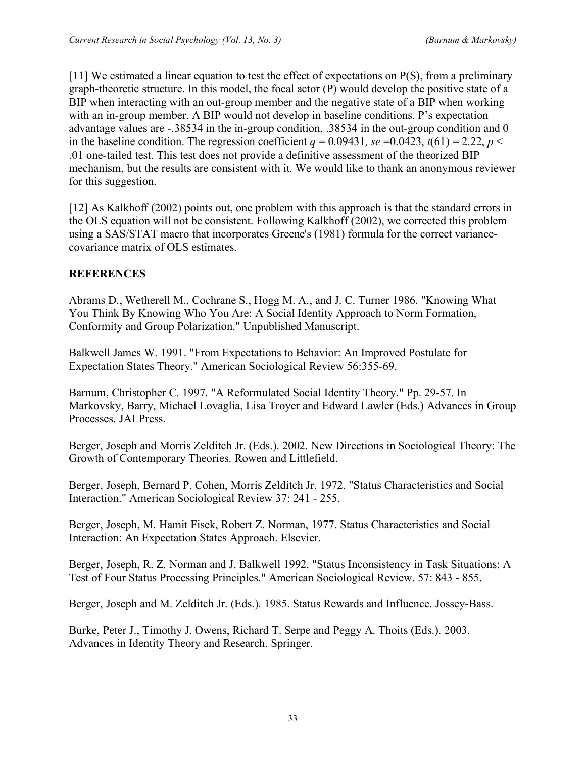[11] We estimated a linear equation to test the effect of expectations on P(S), from a preliminary graph-theoretic structure. In this model, the focal actor (P) would develop the positive state of a BIP when interacting with an out-group member and the negative state of a BIP when working with an in-group member. A BIP would not develop in baseline conditions. P's expectation advantage values are -.38534 in the in-group condition, .38534 in the out-group condition and 0 in the baseline condition. The regression coefficient $q = 0.09431$, $se = 0.0423$, $t(61) = 2.22$, $p < .01$ one-tailed test. This test does not provide a definitive assessment of the theorized BIP mechanism, but the results are consistent with it. We would like to thank an anonymous reviewer for this suggestion.

[12] As Kalkhoff (2002) points out, one problem with this approach is that the standard errors in the OLS equation will not be consistent. Following Kalkhoff (2002), we corrected this problem using a SAS/STAT macro that incorporates Greene's (1981) formula for the correct variance-covariance matrix of OLS estimates.

## REFERENCES

Abrams D., Wetherell M., Cochrane S., Hogg M. A., and J. C. Turner 1986. "Knowing What You Think By Knowing Who You Are: A Social Identity Approach to Norm Formation, Conformity and Group Polarization." Unpublished Manuscript.

Balkwell James W. 1991. "From Expectations to Behavior: An Improved Postulate for Expectation States Theory." American Sociological Review 56:355-69.

Barnum, Christopher C. 1997. "A Reformulated Social Identity Theory." Pp. 29-57. In Markovsky, Barry, Michael Lovaglia, Lisa Troyer and Edward Lawler (Eds.) Advances in Group Processes. JAI Press.

Berger, Joseph and Morris Zelditch Jr. (Eds.). 2002. New Directions in Sociological Theory: The Growth of Contemporary Theories. Rowen and Littlefield.

Berger, Joseph, Bernard P. Cohen, Morris Zelditch Jr. 1972. "Status Characteristics and Social Interaction." American Sociological Review 37: 241 - 255.

Berger, Joseph, M. Hamit Fisek, Robert Z. Norman, 1977. Status Characteristics and Social Interaction: An Expectation States Approach. Elsevier.

Berger, Joseph, R. Z. Norman and J. Balkwell 1992. "Status Inconsistency in Task Situations: A Test of Four Status Processing Principles." American Sociological Review. 57: 843 - 855.

Berger, Joseph and M. Zelditch Jr. (Eds.). 1985. Status Rewards and Influence. Jossey-Bass.

Burke, Peter J., Timothy J. Owens, Richard T. Serpe and Peggy A. Thoits (Eds.). 2003. Advances in Identity Theory and Research. Springer.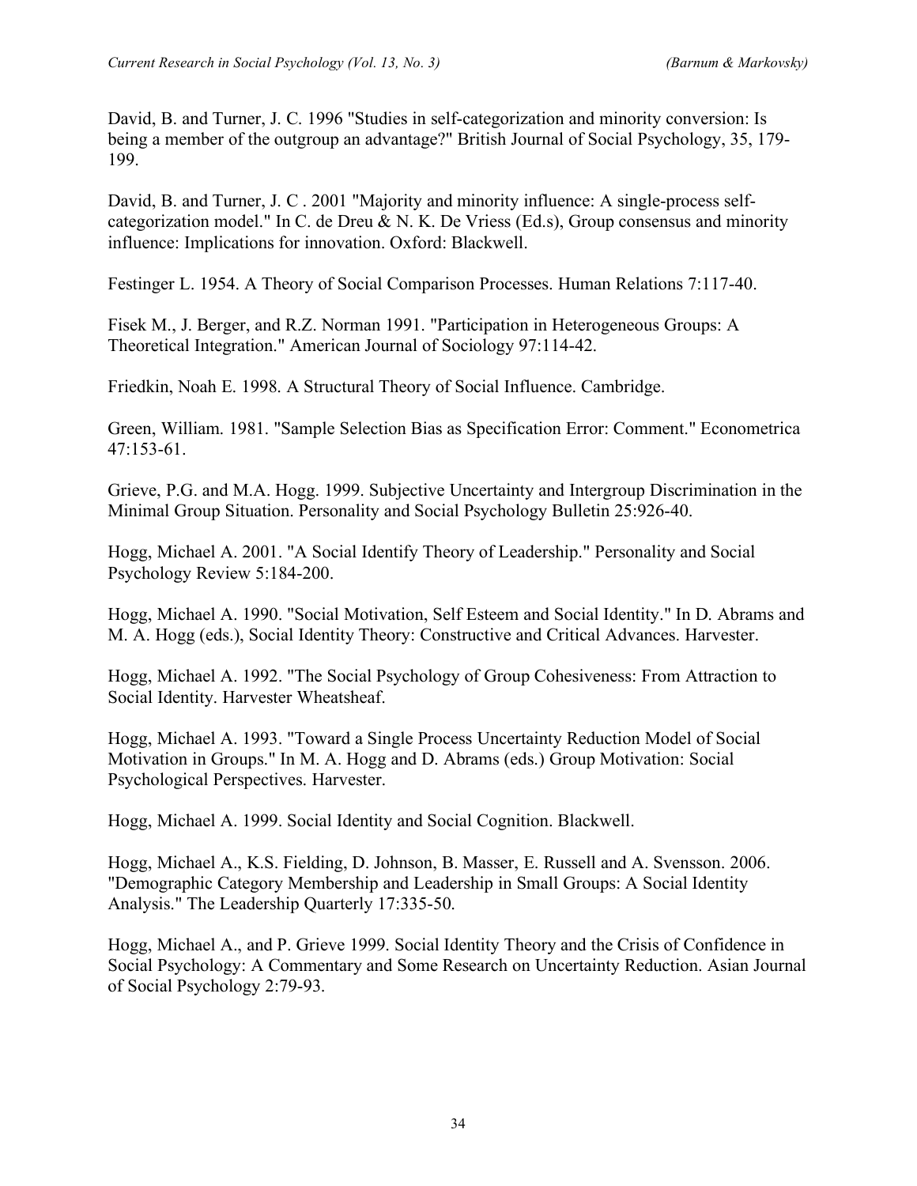David, B. and Turner, J. C. 1996 "Studies in self-categorization and minority conversion: Is being a member of the outgroup an advantage?" British Journal of Social Psychology, 35, 179-199.

David, B. and Turner, J. C . 2001 "Majority and minority influence: A single-process self-categorization model." In C. de Dreu & N. K. De Vriess (Ed.s), Group consensus and minority influence: Implications for innovation. Oxford: Blackwell.

Festinger L. 1954. A Theory of Social Comparison Processes. Human Relations 7:117-40.

Fisek M., J. Berger, and R.Z. Norman 1991. "Participation in Heterogeneous Groups: A Theoretical Integration." American Journal of Sociology 97:114-42.

Friedkin, Noah E. 1998. A Structural Theory of Social Influence. Cambridge.

Green, William. 1981. "Sample Selection Bias as Specification Error: Comment." Econometrica 47:153-61.

Grieve, P.G. and M.A. Hogg. 1999. Subjective Uncertainty and Intergroup Discrimination in the Minimal Group Situation. Personality and Social Psychology Bulletin 25:926-40.

Hogg, Michael A. 2001. "A Social Identify Theory of Leadership." Personality and Social Psychology Review 5:184-200.

Hogg, Michael A. 1990. "Social Motivation, Self Esteem and Social Identity." In D. Abrams and M. A. Hogg (eds.), Social Identity Theory: Constructive and Critical Advances. Harvester.

Hogg, Michael A. 1992. "The Social Psychology of Group Cohesiveness: From Attraction to Social Identity. Harvester Wheatsheaf.

Hogg, Michael A. 1993. "Toward a Single Process Uncertainty Reduction Model of Social Motivation in Groups." In M. A. Hogg and D. Abrams (eds.) Group Motivation: Social Psychological Perspectives. Harvester.

Hogg, Michael A. 1999. Social Identity and Social Cognition. Blackwell.

Hogg, Michael A., K.S. Fielding, D. Johnson, B. Masser, E. Russell and A. Svensson. 2006. "Demographic Category Membership and Leadership in Small Groups: A Social Identity Analysis." The Leadership Quarterly 17:335-50.

Hogg, Michael A., and P. Grieve 1999. Social Identity Theory and the Crisis of Confidence in Social Psychology: A Commentary and Some Research on Uncertainty Reduction. Asian Journal of Social Psychology 2:79-93.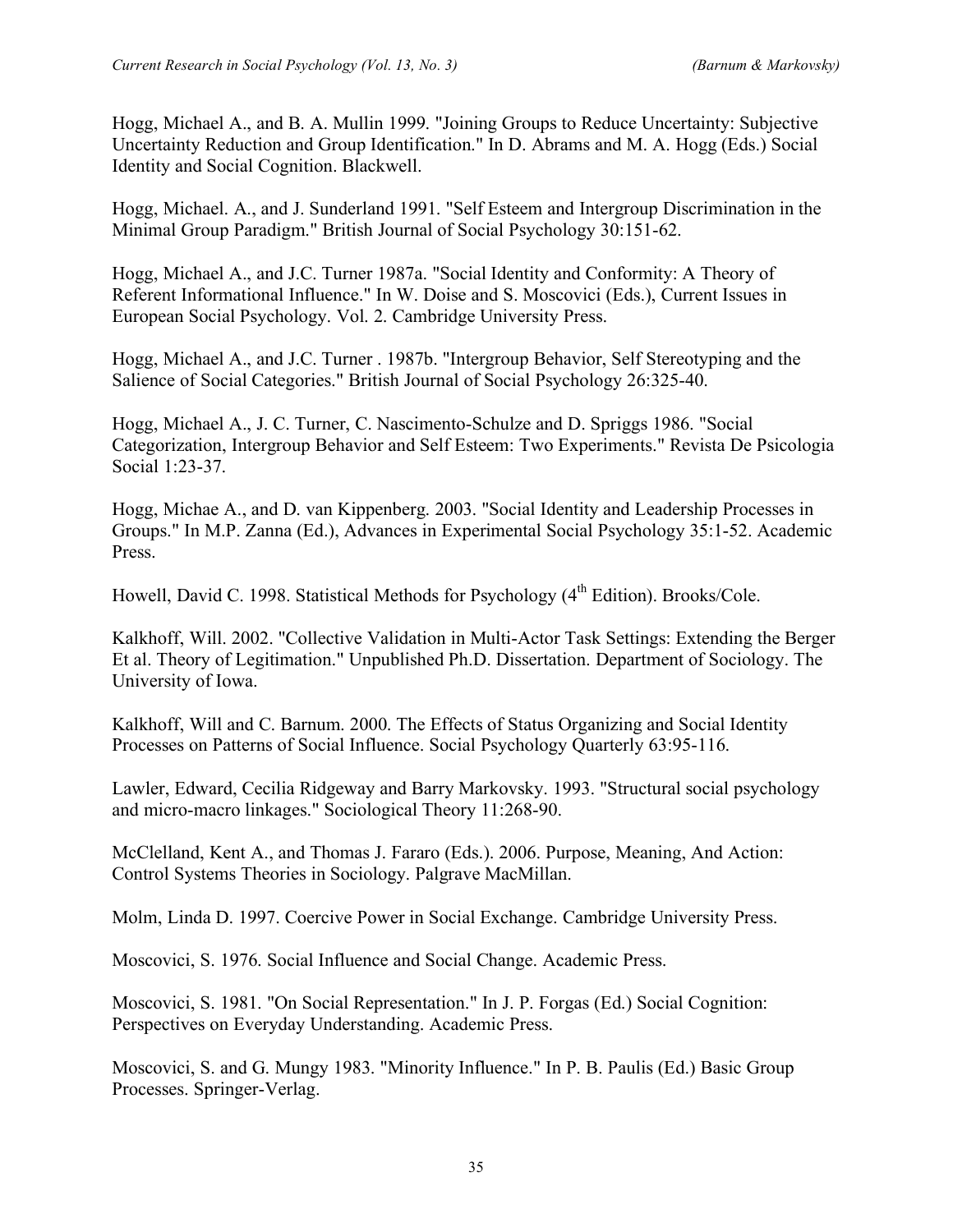Hogg, Michael A., and B. A. Mullin 1999. "Joining Groups to Reduce Uncertainty: Subjective Uncertainty Reduction and Group Identification." In D. Abrams and M. A. Hogg (Eds.) Social Identity and Social Cognition. Blackwell.

Hogg, Michael. A., and J. Sunderland 1991. "Self Esteem and Intergroup Discrimination in the Minimal Group Paradigm." British Journal of Social Psychology 30:151-62.

Hogg, Michael A., and J.C. Turner 1987a. "Social Identity and Conformity: A Theory of Referent Informational Influence." In W. Doise and S. Moscovici (Eds.), Current Issues in European Social Psychology. Vol. 2. Cambridge University Press.

Hogg, Michael A., and J.C. Turner . 1987b. "Intergroup Behavior, Self Stereotyping and the Salience of Social Categories." British Journal of Social Psychology 26:325-40.

Hogg, Michael A., J. C. Turner, C. Nascimento-Schulze and D. Spriggs 1986. "Social Categorization, Intergroup Behavior and Self Esteem: Two Experiments." Revista De Psicologia Social 1:23-37.

Hogg, Michae A., and D. van Kippenberg. 2003. "Social Identity and Leadership Processes in Groups." In M.P. Zanna (Ed.), Advances in Experimental Social Psychology 35:1-52. Academic Press.

Howell, David C. 1998. Statistical Methods for Psychology (4th Edition). Brooks/Cole.

Kalkhoff, Will. 2002. "Collective Validation in Multi-Actor Task Settings: Extending the Berger Et al. Theory of Legitimation." Unpublished Ph.D. Dissertation. Department of Sociology. The University of Iowa.

Kalkhoff, Will and C. Barnum. 2000. The Effects of Status Organizing and Social Identity Processes on Patterns of Social Influence. Social Psychology Quarterly 63:95-116.

Lawler, Edward, Cecilia Ridgeway and Barry Markovsky. 1993. "Structural social psychology and micro-macro linkages." Sociological Theory 11:268-90.

McClelland, Kent A., and Thomas J. Fararo (Eds.). 2006. Purpose, Meaning, And Action: Control Systems Theories in Sociology. Palgrave MacMillan.

Molm, Linda D. 1997. Coercive Power in Social Exchange. Cambridge University Press.

Moscovici, S. 1976. Social Influence and Social Change. Academic Press.

Moscovici, S. 1981. "On Social Representation." In J. P. Forgas (Ed.) Social Cognition: Perspectives on Everyday Understanding. Academic Press.

Moscovici, S. and G. Mungy 1983. "Minority Influence." In P. B. Paulis (Ed.) Basic Group Processes. Springer-Verlag.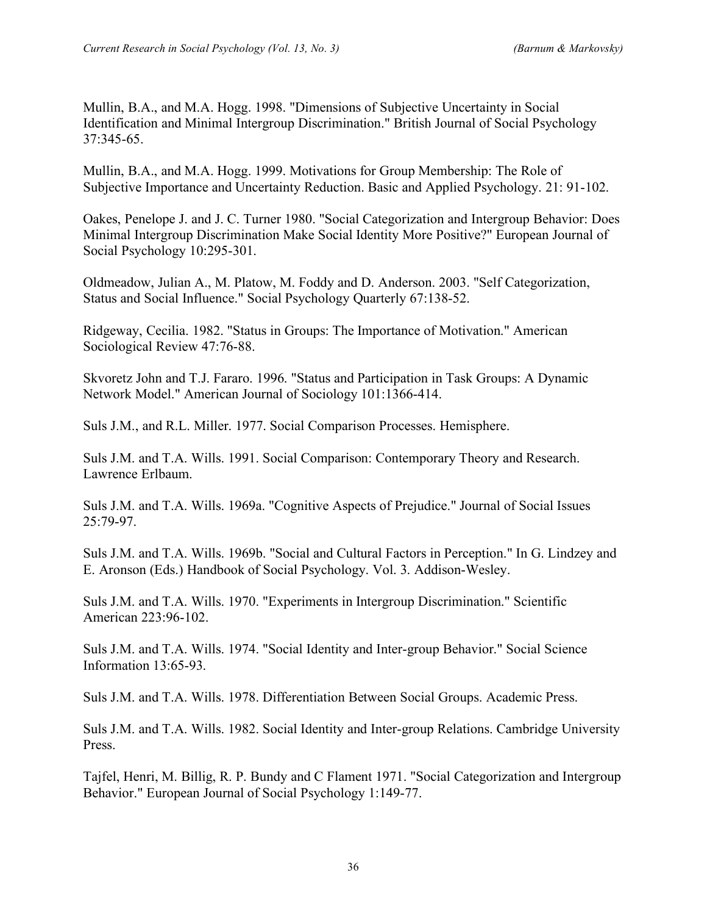Mullin, B.A., and M.A. Hogg. 1998. "Dimensions of Subjective Uncertainty in Social Identification and Minimal Intergroup Discrimination." British Journal of Social Psychology 37:345-65.

Mullin, B.A., and M.A. Hogg. 1999. Motivations for Group Membership: The Role of Subjective Importance and Uncertainty Reduction. Basic and Applied Psychology. 21: 91-102.

Oakes, Penelope J. and J. C. Turner 1980. "Social Categorization and Intergroup Behavior: Does Minimal Intergroup Discrimination Make Social Identity More Positive?" European Journal of Social Psychology 10:295-301.

Oldmeadow, Julian A., M. Platow, M. Foddy and D. Anderson. 2003. "Self Categorization, Status and Social Influence." Social Psychology Quarterly 67:138-52.

Ridgeway, Cecilia. 1982. "Status in Groups: The Importance of Motivation." American Sociological Review 47:76-88.

Skvoretz John and T.J. Fararo. 1996. "Status and Participation in Task Groups: A Dynamic Network Model." American Journal of Sociology 101:1366-414.

Suls J.M., and R.L. Miller. 1977. Social Comparison Processes. Hemisphere.

Suls J.M. and T.A. Wills. 1991. Social Comparison: Contemporary Theory and Research. Lawrence Erlbaum.

Suls J.M. and T.A. Wills. 1969a. "Cognitive Aspects of Prejudice." Journal of Social Issues 25:79-97.

Suls J.M. and T.A. Wills. 1969b. "Social and Cultural Factors in Perception." In G. Lindzey and E. Aronson (Eds.) Handbook of Social Psychology. Vol. 3. Addison-Wesley.

Suls J.M. and T.A. Wills. 1970. "Experiments in Intergroup Discrimination." Scientific American 223:96-102.

Suls J.M. and T.A. Wills. 1974. "Social Identity and Inter-group Behavior." Social Science Information 13:65-93.

Suls J.M. and T.A. Wills. 1978. Differentiation Between Social Groups. Academic Press.

Suls J.M. and T.A. Wills. 1982. Social Identity and Inter-group Relations. Cambridge University Press.

Tajfel, Henri, M. Billig, R. P. Bundy and C Flament 1971. "Social Categorization and Intergroup Behavior." European Journal of Social Psychology 1:149-77.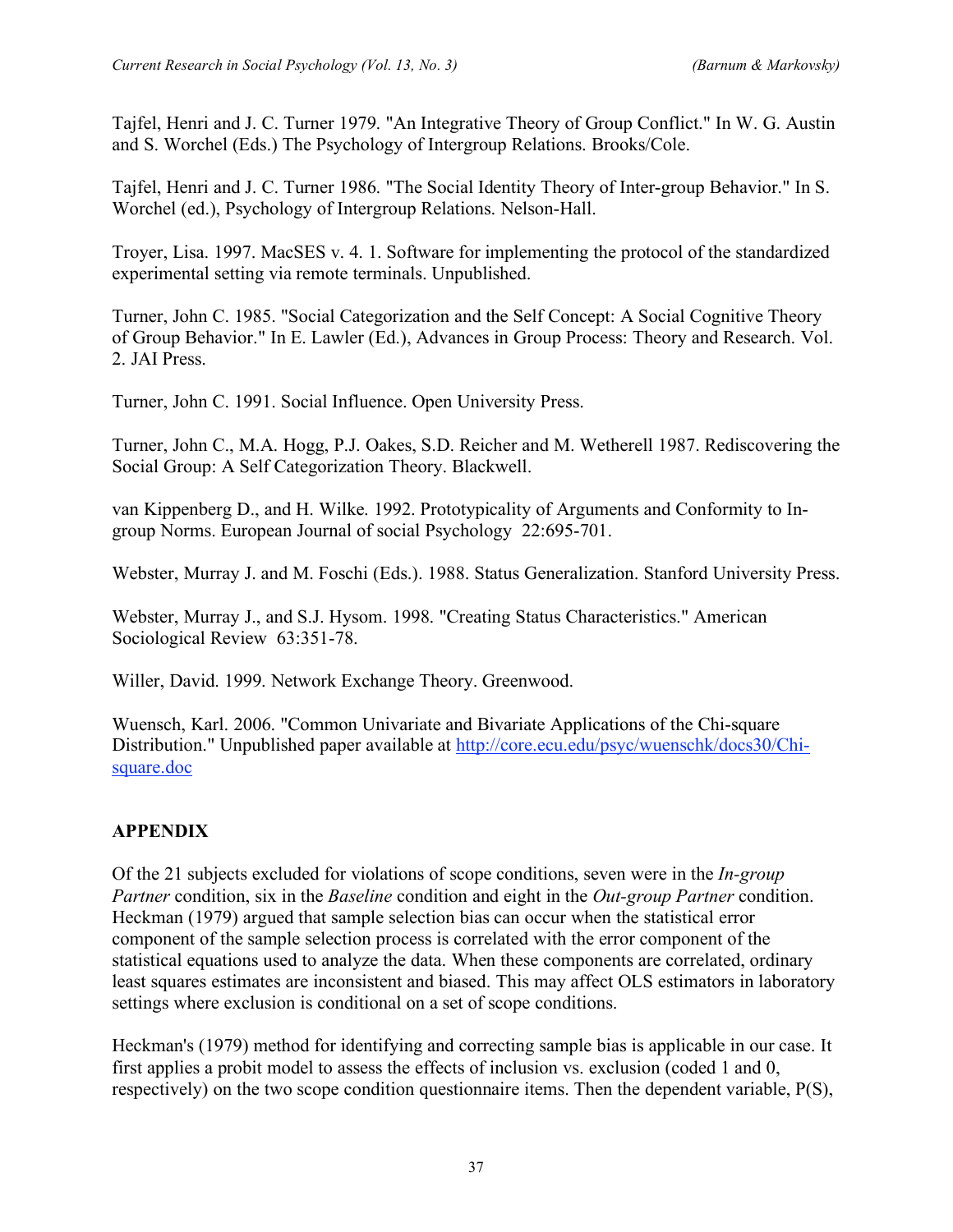Tajfel, Henri and J. C. Turner 1979. "An Integrative Theory of Group Conflict." In W. G. Austin and S. Worchel (Eds.) The Psychology of Intergroup Relations. Brooks/Cole.

Tajfel, Henri and J. C. Turner 1986. "The Social Identity Theory of Inter-group Behavior." In S. Worchel (ed.), Psychology of Intergroup Relations. Nelson-Hall.

Troyer, Lisa. 1997. MacSES v. 4. 1. Software for implementing the protocol of the standardized experimental setting via remote terminals. Unpublished.

Turner, John C. 1985. "Social Categorization and the Self Concept: A Social Cognitive Theory of Group Behavior." In E. Lawler (Ed.), Advances in Group Process: Theory and Research. Vol. 2. JAI Press.

Turner, John C. 1991. Social Influence. Open University Press.

Turner, John C., M.A. Hogg, P.J. Oakes, S.D. Reicher and M. Wetherell 1987. Rediscovering the Social Group: A Self Categorization Theory. Blackwell.

van Kippenberg D., and H. Wilke. 1992. Prototypicality of Arguments and Conformity to In-group Norms. European Journal of social Psychology 22:695-701.

Webster, Murray J. and M. Foschi (Eds.). 1988. Status Generalization. Stanford University Press.

Webster, Murray J., and S.J. Hysom. 1998. "Creating Status Characteristics." American Sociological Review 63:351-78.

Willer, David. 1999. Network Exchange Theory. Greenwood.

Wuensch, Karl. 2006. "Common Univariate and Bivariate Applications of the Chi-square Distribution." Unpublished paper available at http://core.ecu.edu/psyc/wuenschk/docs30/Chi-square.doc

## APPENDIX

Of the 21 subjects excluded for violations of scope conditions, seven were in the *In-group Partner* condition, six in the *Baseline* condition and eight in the *Out-group Partner* condition. Heckman (1979) argued that sample selection bias can occur when the statistical error component of the sample selection process is correlated with the error component of the statistical equations used to analyze the data. When these components are correlated, ordinary least squares estimates are inconsistent and biased. This may affect OLS estimators in laboratory settings where exclusion is conditional on a set of scope conditions.

Heckman's (1979) method for identifying and correcting sample bias is applicable in our case. It first applies a probit model to assess the effects of inclusion vs. exclusion (coded 1 and 0, respectively) on the two scope condition questionnaire items. Then the dependent variable, P(S),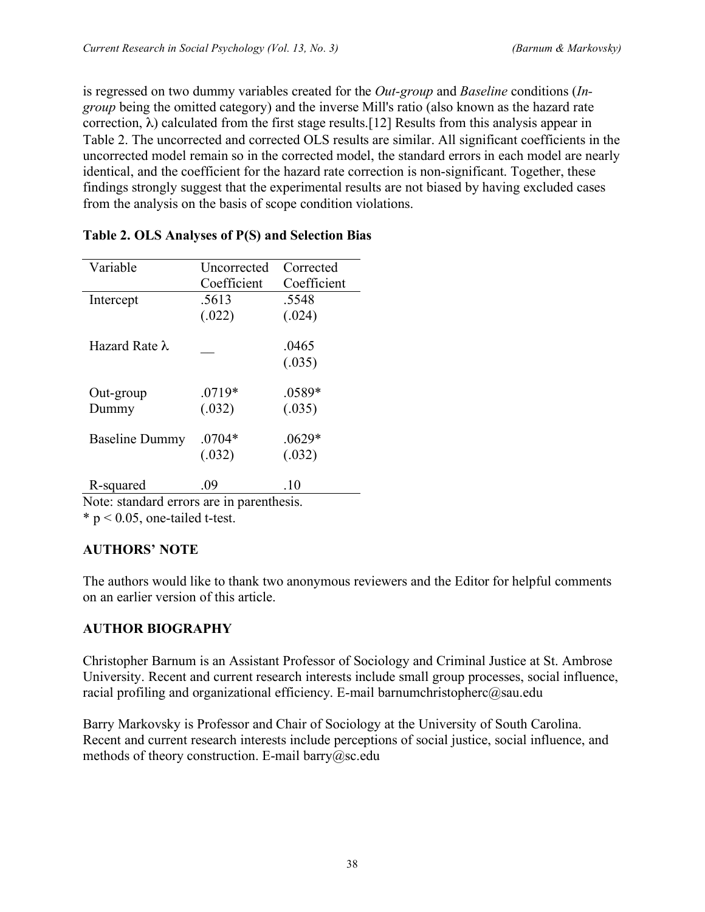is regressed on two dummy variables created for the *Out-group* and *Baseline* conditions (*In-group* being the omitted category) and the inverse Mill's ratio (also known as the hazard rate correction, $\lambda$) calculated from the first stage results.[12] Results from this analysis appear in Table 2. The uncorrected and corrected OLS results are similar. All significant coefficients in the uncorrected model remain so in the corrected model, the standard errors in each model are nearly identical, and the coefficient for the hazard rate correction is non-significant. Together, these findings strongly suggest that the experimental results are not biased by having excluded cases from the analysis on the basis of scope condition violations.

**Table 2. OLS Analyses of P(S) and Selection Bias**

| Variable | Uncorrected Coefficient | Corrected Coefficient |
|---|---|---|
| Intercept | .5613<br>(.022) | .5548<br>(.024) |
| Hazard Rate $\lambda$ | __ | .0465<br>(.035) |
| Out-group Dummy | .0719*<br>(.032) | .0589*<br>(.035) |
| Baseline Dummy | .0704*<br>(.032) | .0629*<br>(.032) |
| R-squared | .09 | .10 |

Note: standard errors are in parenthesis.
* $p < 0.05$, one-tailed t-test.

## AUTHORS' NOTE

The authors would like to thank two anonymous reviewers and the Editor for helpful comments on an earlier version of this article.

## AUTHOR BIOGRAPHY

Christopher Barnum is an Assistant Professor of Sociology and Criminal Justice at St. Ambrose University. Recent and current research interests include small group processes, social influence, racial profiling and organizational efficiency. E-mail barnumchristopherc@sau.edu

Barry Markovsky is Professor and Chair of Sociology at the University of South Carolina. Recent and current research interests include perceptions of social justice, social influence, and methods of theory construction. E-mail barry@sc.edu